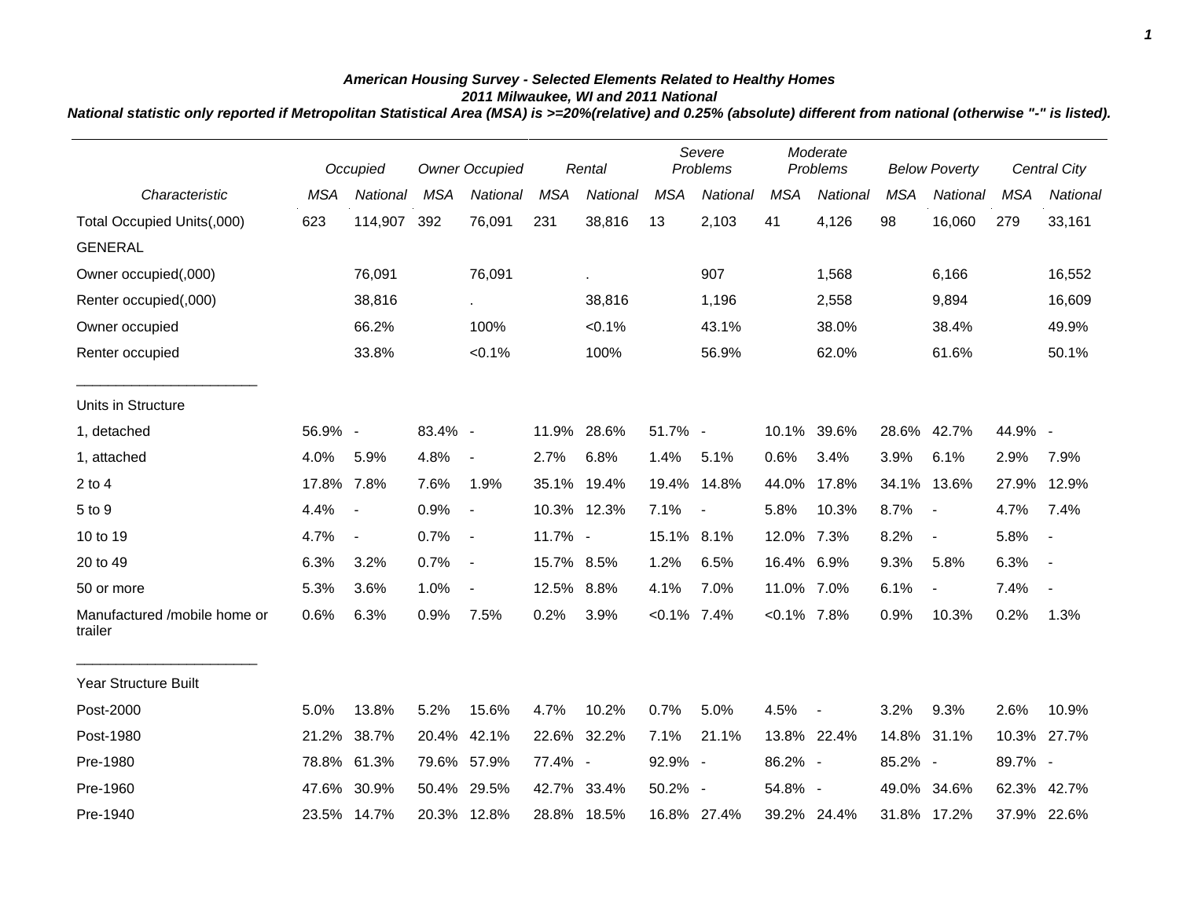***American Housing Survey - Selected Elements Related to Healthy Homes***
***2011 Milwaukee, WI and 2011 National***
***National statistic only reported if Metropolitan Statistical Area (MSA) is >=20%(relative) and 0.25% (absolute) different from national (otherwise "-" is listed).***

| | *Occupied* | | *Owner Occupied* | | *Rental* | | *Severe Problems* | | *Moderate Problems* | | *Below Poverty* | | *Central City* | |
|---|---|---|---|---|---|---|---|---|---|---|---|---|---|---|
| *Characteristic* | *MSA* | *National* | *MSA* | *National* | *MSA* | *National* | *MSA* | *National* | *MSA* | *National* | *MSA* | *National* | *MSA* | *National* |
| Total Occupied Units(,000) | 623 | 114,907 | 392 | 76,091 | 231 | 38,816 | 13 | 2,103 | 41 | 4,126 | 98 | 16,060 | 279 | 33,161 |
| GENERAL | | | | | | | | | | | | | | |
| Owner occupied(,000) | | 76,091 | | 76,091 | | . | | 907 | | 1,568 | | 6,166 | | 16,552 |
| Renter occupied(,000) | | 38,816 | | . | | 38,816 | | 1,196 | | 2,558 | | 9,894 | | 16,609 |
| Owner occupied | | 66.2% | | 100% | | <0.1% | | 43.1% | | 38.0% | | 38.4% | | 49.9% |
| Renter occupied | | 33.8% | | <0.1% | | 100% | | 56.9% | | 62.0% | | 61.6% | | 50.1% |
| Units in Structure | | | | | | | | | | | | | | |
| 1, detached | 56.9% | - | 83.4% | - | 11.9% | 28.6% | 51.7% | - | 10.1% | 39.6% | 28.6% | 42.7% | 44.9% | - |
| 1, attached | 4.0% | 5.9% | 4.8% | - | 2.7% | 6.8% | 1.4% | 5.1% | 0.6% | 3.4% | 3.9% | 6.1% | 2.9% | 7.9% |
| 2 to 4 | 17.8% | 7.8% | 7.6% | 1.9% | 35.1% | 19.4% | 19.4% | 14.8% | 44.0% | 17.8% | 34.1% | 13.6% | 27.9% | 12.9% |
| 5 to 9 | 4.4% | - | 0.9% | - | 10.3% | 12.3% | 7.1% | - | 5.8% | 10.3% | 8.7% | - | 4.7% | 7.4% |
| 10 to 19 | 4.7% | - | 0.7% | - | 11.7% | - | 15.1% | 8.1% | 12.0% | 7.3% | 8.2% | - | 5.8% | - |
| 20 to 49 | 6.3% | 3.2% | 0.7% | - | 15.7% | 8.5% | 1.2% | 6.5% | 16.4% | 6.9% | 9.3% | 5.8% | 6.3% | - |
| 50 or more | 5.3% | 3.6% | 1.0% | - | 12.5% | 8.8% | 4.1% | 7.0% | 11.0% | 7.0% | 6.1% | - | 7.4% | - |
| Manufactured /mobile home or trailer | 0.6% | 6.3% | 0.9% | 7.5% | 0.2% | 3.9% | <0.1% | 7.4% | <0.1% | 7.8% | 0.9% | 10.3% | 0.2% | 1.3% |
| Year Structure Built | | | | | | | | | | | | | | |
| Post-2000 | 5.0% | 13.8% | 5.2% | 15.6% | 4.7% | 10.2% | 0.7% | 5.0% | 4.5% | - | 3.2% | 9.3% | 2.6% | 10.9% |
| Post-1980 | 21.2% | 38.7% | 20.4% | 42.1% | 22.6% | 32.2% | 7.1% | 21.1% | 13.8% | 22.4% | 14.8% | 31.1% | 10.3% | 27.7% |
| Pre-1980 | 78.8% | 61.3% | 79.6% | 57.9% | 77.4% | - | 92.9% | - | 86.2% | - | 85.2% | - | 89.7% | - |
| Pre-1960 | 47.6% | 30.9% | 50.4% | 29.5% | 42.7% | 33.4% | 50.2% | - | 54.8% | - | 49.0% | 34.6% | 62.3% | 42.7% |
| Pre-1940 | 23.5% | 14.7% | 20.3% | 12.8% | 28.8% | 18.5% | 16.8% | 27.4% | 39.2% | 24.4% | 31.8% | 17.2% | 37.9% | 22.6% |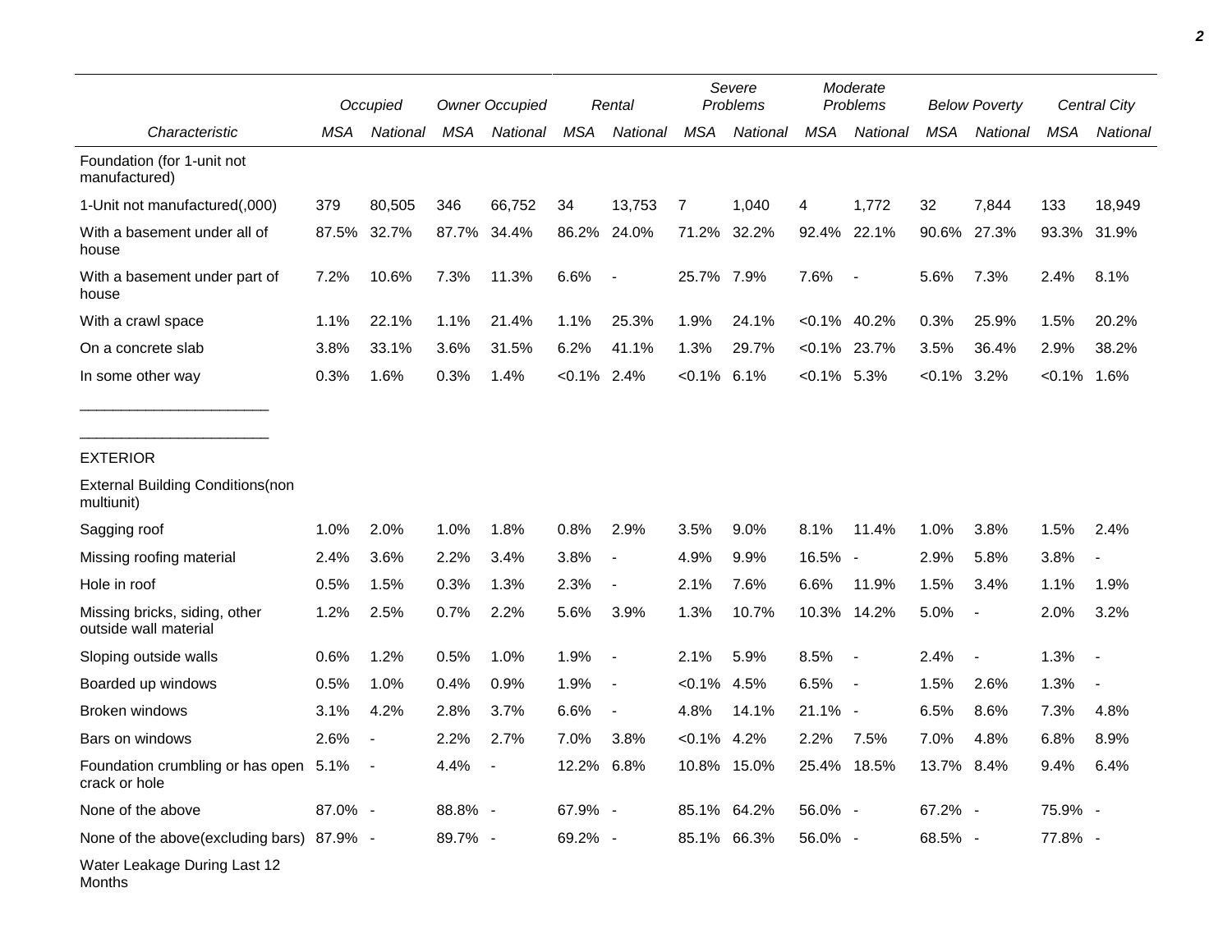| Characteristic | Occupied | | Owner Occupied | | Rental | | Severe Problems | | Moderate Problems | | Below Poverty | | Central City | |
|---|---|---|---|---|---|---|---|---|---|---|---|---|---|---|
| | *MSA* | *National* | *MSA* | *National* | *MSA* | *National* | *MSA* | *National* | *MSA* | *National* | *MSA* | *National* | *MSA* | *National* |
| Foundation (for 1-unit not manufactured) | | | | | | | | | | | | | | |
| 1-Unit not manufactured(,000) | 379 | 80,505 | 346 | 66,752 | 34 | 13,753 | 7 | 1,040 | 4 | 1,772 | 32 | 7,844 | 133 | 18,949 |
| With a basement under all of house | 87.5% | 32.7% | 87.7% | 34.4% | 86.2% | 24.0% | 71.2% | 32.2% | 92.4% | 22.1% | 90.6% | 27.3% | 93.3% | 31.9% |
| With a basement under part of house | 7.2% | 10.6% | 7.3% | 11.3% | 6.6% | - | 25.7% | 7.9% | 7.6% | - | 5.6% | 7.3% | 2.4% | 8.1% |
| With a crawl space | 1.1% | 22.1% | 1.1% | 21.4% | 1.1% | 25.3% | 1.9% | 24.1% | <0.1% | 40.2% | 0.3% | 25.9% | 1.5% | 20.2% |
| On a concrete slab | 3.8% | 33.1% | 3.6% | 31.5% | 6.2% | 41.1% | 1.3% | 29.7% | <0.1% | 23.7% | 3.5% | 36.4% | 2.9% | 38.2% |
| In some other way | 0.3% | 1.6% | 0.3% | 1.4% | <0.1% | 2.4% | <0.1% | 6.1% | <0.1% | 5.3% | <0.1% | 3.2% | <0.1% | 1.6% |
| EXTERIOR | | | | | | | | | | | | | | |
| External Building Conditions(non multiunit) | | | | | | | | | | | | | | |
| Sagging roof | 1.0% | 2.0% | 1.0% | 1.8% | 0.8% | 2.9% | 3.5% | 9.0% | 8.1% | 11.4% | 1.0% | 3.8% | 1.5% | 2.4% |
| Missing roofing material | 2.4% | 3.6% | 2.2% | 3.4% | 3.8% | - | 4.9% | 9.9% | 16.5% | - | 2.9% | 5.8% | 3.8% | - |
| Hole in roof | 0.5% | 1.5% | 0.3% | 1.3% | 2.3% | - | 2.1% | 7.6% | 6.6% | 11.9% | 1.5% | 3.4% | 1.1% | 1.9% |
| Missing bricks, siding, other outside wall material | 1.2% | 2.5% | 0.7% | 2.2% | 5.6% | 3.9% | 1.3% | 10.7% | 10.3% | 14.2% | 5.0% | - | 2.0% | 3.2% |
| Sloping outside walls | 0.6% | 1.2% | 0.5% | 1.0% | 1.9% | - | 2.1% | 5.9% | 8.5% | - | 2.4% | - | 1.3% | - |
| Boarded up windows | 0.5% | 1.0% | 0.4% | 0.9% | 1.9% | - | <0.1% | 4.5% | 6.5% | - | 1.5% | 2.6% | 1.3% | - |
| Broken windows | 3.1% | 4.2% | 2.8% | 3.7% | 6.6% | - | 4.8% | 14.1% | 21.1% | - | 6.5% | 8.6% | 7.3% | 4.8% |
| Bars on windows | 2.6% | - | 2.2% | 2.7% | 7.0% | 3.8% | <0.1% | 4.2% | 2.2% | 7.5% | 7.0% | 4.8% | 6.8% | 8.9% |
| Foundation crumbling or has open crack or hole | 5.1% | - | 4.4% | - | 12.2% | 6.8% | 10.8% | 15.0% | 25.4% | 18.5% | 13.7% | 8.4% | 9.4% | 6.4% |
| None of the above | 87.0% | - | 88.8% | - | 67.9% | - | 85.1% | 64.2% | 56.0% | - | 67.2% | - | 75.9% | - |
| None of the above(excluding bars) | 87.9% | - | 89.7% | - | 69.2% | - | 85.1% | 66.3% | 56.0% | - | 68.5% | - | 77.8% | - |
| Water Leakage During Last 12 Months | | | | | | | | | | | | | | |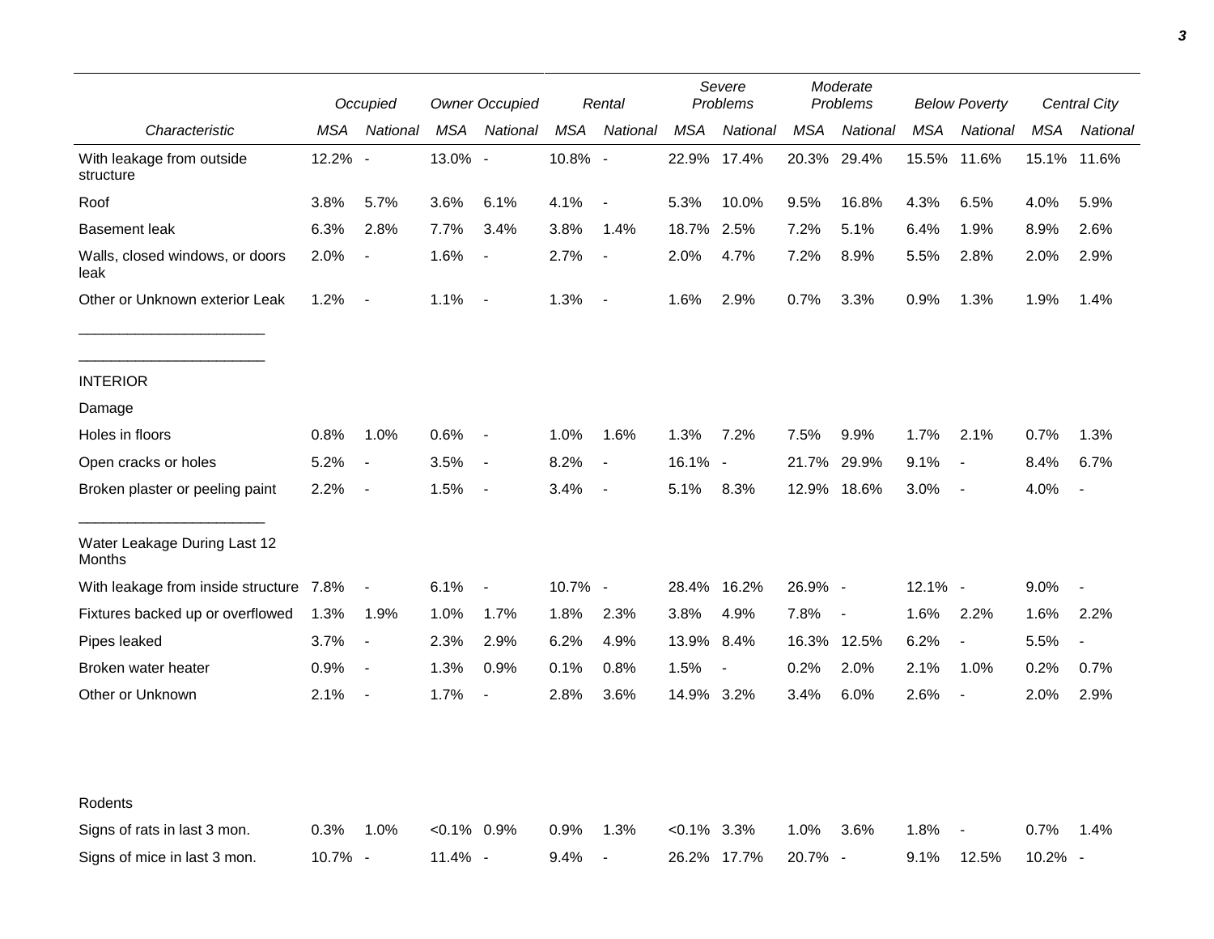| | Occupied | | Owner Occupied | | Rental | | Severe Problems | | Moderate Problems | | Below Poverty | | Central City | |
|---|---|---|---|---|---|---|---|---|---|---|---|---|---|---|
| Characteristic | MSA | National | MSA | National | MSA | National | MSA | National | MSA | National | MSA | National | MSA | National |
| With leakage from outside structure | 12.2% | - | 13.0% | - | 10.8% | - | 22.9% | 17.4% | 20.3% | 29.4% | 15.5% | 11.6% | 15.1% | 11.6% |
| Roof | 3.8% | 5.7% | 3.6% | 6.1% | 4.1% | - | 5.3% | 10.0% | 9.5% | 16.8% | 4.3% | 6.5% | 4.0% | 5.9% |
| Basement leak | 6.3% | 2.8% | 7.7% | 3.4% | 3.8% | 1.4% | 18.7% | 2.5% | 7.2% | 5.1% | 6.4% | 1.9% | 8.9% | 2.6% |
| Walls, closed windows, or doors leak | 2.0% | - | 1.6% | - | 2.7% | - | 2.0% | 4.7% | 7.2% | 8.9% | 5.5% | 2.8% | 2.0% | 2.9% |
| Other or Unknown exterior Leak | 1.2% | - | 1.1% | - | 1.3% | - | 1.6% | 2.9% | 0.7% | 3.3% | 0.9% | 1.3% | 1.9% | 1.4% |
| INTERIOR | | | | | | | | | | | | | | |
| Damage | | | | | | | | | | | | | | |
| Holes in floors | 0.8% | 1.0% | 0.6% | - | 1.0% | 1.6% | 1.3% | 7.2% | 7.5% | 9.9% | 1.7% | 2.1% | 0.7% | 1.3% |
| Open cracks or holes | 5.2% | - | 3.5% | - | 8.2% | - | 16.1% | - | 21.7% | 29.9% | 9.1% | - | 8.4% | 6.7% |
| Broken plaster or peeling paint | 2.2% | - | 1.5% | - | 3.4% | - | 5.1% | 8.3% | 12.9% | 18.6% | 3.0% | - | 4.0% | - |
| Water Leakage During Last 12 Months | | | | | | | | | | | | | | |
| With leakage from inside structure | 7.8% | - | 6.1% | - | 10.7% | - | 28.4% | 16.2% | 26.9% | - | 12.1% | - | 9.0% | - |
| Fixtures backed up or overflowed | 1.3% | 1.9% | 1.0% | 1.7% | 1.8% | 2.3% | 3.8% | 4.9% | 7.8% | - | 1.6% | 2.2% | 1.6% | 2.2% |
| Pipes leaked | 3.7% | - | 2.3% | 2.9% | 6.2% | 4.9% | 13.9% | 8.4% | 16.3% | 12.5% | 6.2% | - | 5.5% | - |
| Broken water heater | 0.9% | - | 1.3% | 0.9% | 0.1% | 0.8% | 1.5% | - | 0.2% | 2.0% | 2.1% | 1.0% | 0.2% | 0.7% |
| Other or Unknown | 2.1% | - | 1.7% | - | 2.8% | 3.6% | 14.9% | 3.2% | 3.4% | 6.0% | 2.6% | - | 2.0% | 2.9% |
| Rodents | | | | | | | | | | | | | | |
| Signs of rats in last 3 mon. | 0.3% | 1.0% | <0.1% | 0.9% | 0.9% | 1.3% | <0.1% | 3.3% | 1.0% | 3.6% | 1.8% | - | 0.7% | 1.4% |
| Signs of mice in last 3 mon. | 10.7% | - | 11.4% | - | 9.4% | - | 26.2% | 17.7% | 20.7% | - | 9.1% | 12.5% | 10.2% | - |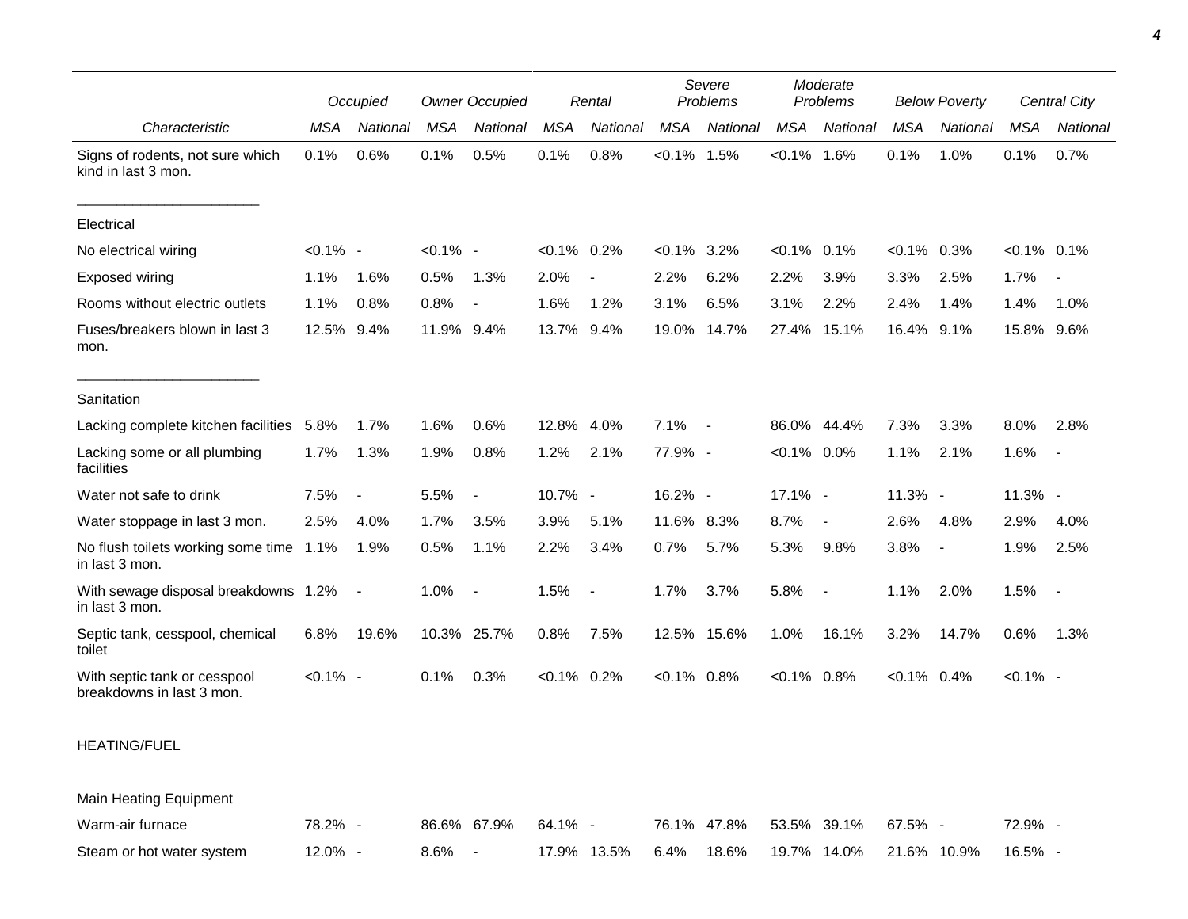| | Occupied | | Owner Occupied | | Rental | | Severe Problems | | Moderate Problems | | Below Poverty | | Central City | |
|---|---|---|---|---|---|---|---|---|---|---|---|---|---|---|
| *Characteristic* | *MSA* | *National* | *MSA* | *National* | *MSA* | *National* | *MSA* | *National* | *MSA* | *National* | *MSA* | *National* | *MSA* | *National* |
| Signs of rodents, not sure which kind in last 3 mon. | 0.1% | 0.6% | 0.1% | 0.5% | 0.1% | 0.8% | <0.1% | 1.5% | <0.1% | 1.6% | 0.1% | 1.0% | 0.1% | 0.7% |
| Electrical | | | | | | | | | | | | | | |
| No electrical wiring | <0.1% | - | <0.1% | - | <0.1% | 0.2% | <0.1% | 3.2% | <0.1% | 0.1% | <0.1% | 0.3% | <0.1% | 0.1% |
| Exposed wiring | 1.1% | 1.6% | 0.5% | 1.3% | 2.0% | - | 2.2% | 6.2% | 2.2% | 3.9% | 3.3% | 2.5% | 1.7% | - |
| Rooms without electric outlets | 1.1% | 0.8% | 0.8% | - | 1.6% | 1.2% | 3.1% | 6.5% | 3.1% | 2.2% | 2.4% | 1.4% | 1.4% | 1.0% |
| Fuses/breakers blown in last 3 mon. | 12.5% | 9.4% | 11.9% | 9.4% | 13.7% | 9.4% | 19.0% | 14.7% | 27.4% | 15.1% | 16.4% | 9.1% | 15.8% | 9.6% |
| Sanitation | | | | | | | | | | | | | | |
| Lacking complete kitchen facilities | 5.8% | 1.7% | 1.6% | 0.6% | 12.8% | 4.0% | 7.1% | - | 86.0% | 44.4% | 7.3% | 3.3% | 8.0% | 2.8% |
| Lacking some or all plumbing facilities | 1.7% | 1.3% | 1.9% | 0.8% | 1.2% | 2.1% | 77.9% | - | <0.1% | 0.0% | 1.1% | 2.1% | 1.6% | - |
| Water not safe to drink | 7.5% | - | 5.5% | - | 10.7% | - | 16.2% | - | 17.1% | - | 11.3% | - | 11.3% | - |
| Water stoppage in last 3 mon. | 2.5% | 4.0% | 1.7% | 3.5% | 3.9% | 5.1% | 11.6% | 8.3% | 8.7% | - | 2.6% | 4.8% | 2.9% | 4.0% |
| No flush toilets working some time in last 3 mon. | 1.1% | 1.9% | 0.5% | 1.1% | 2.2% | 3.4% | 0.7% | 5.7% | 5.3% | 9.8% | 3.8% | - | 1.9% | 2.5% |
| With sewage disposal breakdowns in last 3 mon. | 1.2% | - | 1.0% | - | 1.5% | - | 1.7% | 3.7% | 5.8% | - | 1.1% | 2.0% | 1.5% | - |
| Septic tank, cesspool, chemical toilet | 6.8% | 19.6% | 10.3% | 25.7% | 0.8% | 7.5% | 12.5% | 15.6% | 1.0% | 16.1% | 3.2% | 14.7% | 0.6% | 1.3% |
| With septic tank or cesspool breakdowns in last 3 mon. | <0.1% | - | 0.1% | 0.3% | <0.1% | 0.2% | <0.1% | 0.8% | <0.1% | 0.8% | <0.1% | 0.4% | <0.1% | - |
| HEATING/FUEL | | | | | | | | | | | | | | |
| Main Heating Equipment | | | | | | | | | | | | | | |
| Warm-air furnace | 78.2% | - | 86.6% | 67.9% | 64.1% | - | 76.1% | 47.8% | 53.5% | 39.1% | 67.5% | - | 72.9% | - |
| Steam or hot water system | 12.0% | - | 8.6% | - | 17.9% | 13.5% | 6.4% | 18.6% | 19.7% | 14.0% | 21.6% | 10.9% | 16.5% | - |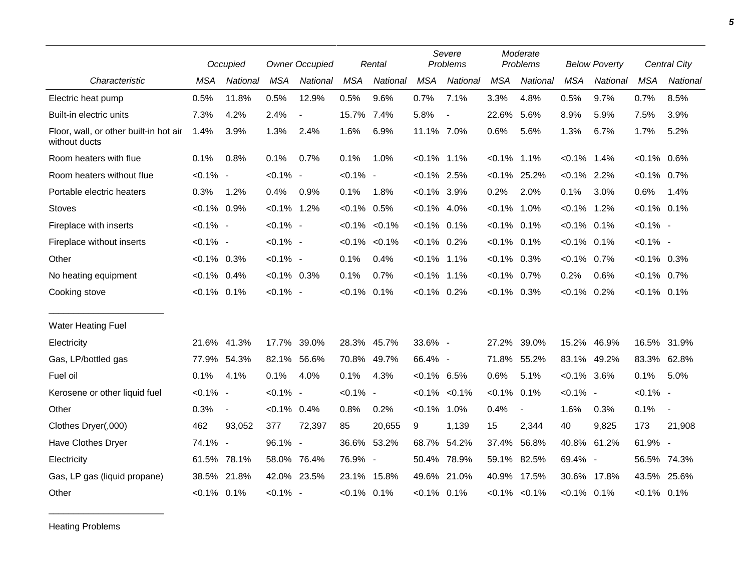| Characteristic | Occupied | | Owner Occupied | | Rental | | Severe Problems | | Moderate Problems | | Below Poverty | | Central City | |
|---|---|---|---|---|---|---|---|---|---|---|---|---|---|---|
| | *MSA* | *National* | *MSA* | *National* | *MSA* | *National* | *MSA* | *National* | *MSA* | *National* | *MSA* | *National* | *MSA* | *National* |
| Electric heat pump | 0.5% | 11.8% | 0.5% | 12.9% | 0.5% | 9.6% | 0.7% | 7.1% | 3.3% | 4.8% | 0.5% | 9.7% | 0.7% | 8.5% |
| Built-in electric units | 7.3% | 4.2% | 2.4% | - | 15.7% | 7.4% | 5.8% | - | 22.6% | 5.6% | 8.9% | 5.9% | 7.5% | 3.9% |
| Floor, wall, or other built-in hot air without ducts | 1.4% | 3.9% | 1.3% | 2.4% | 1.6% | 6.9% | 11.1% | 7.0% | 0.6% | 5.6% | 1.3% | 6.7% | 1.7% | 5.2% |
| Room heaters with flue | 0.1% | 0.8% | 0.1% | 0.7% | 0.1% | 1.0% | <0.1% | 1.1% | <0.1% | 1.1% | <0.1% | 1.4% | <0.1% | 0.6% |
| Room heaters without flue | <0.1% | - | <0.1% | - | <0.1% | - | <0.1% | 2.5% | <0.1% | 25.2% | <0.1% | 2.2% | <0.1% | 0.7% |
| Portable electric heaters | 0.3% | 1.2% | 0.4% | 0.9% | 0.1% | 1.8% | <0.1% | 3.9% | 0.2% | 2.0% | 0.1% | 3.0% | 0.6% | 1.4% |
| Stoves | <0.1% | 0.9% | <0.1% | 1.2% | <0.1% | 0.5% | <0.1% | 4.0% | <0.1% | 1.0% | <0.1% | 1.2% | <0.1% | 0.1% |
| Fireplace with inserts | <0.1% | - | <0.1% | - | <0.1% | <0.1% | <0.1% | 0.1% | <0.1% | 0.1% | <0.1% | 0.1% | <0.1% | - |
| Fireplace without inserts | <0.1% | - | <0.1% | - | <0.1% | <0.1% | <0.1% | 0.2% | <0.1% | 0.1% | <0.1% | 0.1% | <0.1% | - |
| Other | <0.1% | 0.3% | <0.1% | - | 0.1% | 0.4% | <0.1% | 1.1% | <0.1% | 0.3% | <0.1% | 0.7% | <0.1% | 0.3% |
| No heating equipment | <0.1% | 0.4% | <0.1% | 0.3% | 0.1% | 0.7% | <0.1% | 1.1% | <0.1% | 0.7% | 0.2% | 0.6% | <0.1% | 0.7% |
| Cooking stove | <0.1% | 0.1% | <0.1% | - | <0.1% | 0.1% | <0.1% | 0.2% | <0.1% | 0.3% | <0.1% | 0.2% | <0.1% | 0.1% |
| Water Heating Fuel | | | | | | | | | | | | | | |
| Electricity | 21.6% | 41.3% | 17.7% | 39.0% | 28.3% | 45.7% | 33.6% | - | 27.2% | 39.0% | 15.2% | 46.9% | 16.5% | 31.9% |
| Gas, LP/bottled gas | 77.9% | 54.3% | 82.1% | 56.6% | 70.8% | 49.7% | 66.4% | - | 71.8% | 55.2% | 83.1% | 49.2% | 83.3% | 62.8% |
| Fuel oil | 0.1% | 4.1% | 0.1% | 4.0% | 0.1% | 4.3% | <0.1% | 6.5% | 0.6% | 5.1% | <0.1% | 3.6% | 0.1% | 5.0% |
| Kerosene or other liquid fuel | <0.1% | - | <0.1% | - | <0.1% | - | <0.1% | <0.1% | <0.1% | 0.1% | <0.1% | - | <0.1% | - |
| Other | 0.3% | - | <0.1% | 0.4% | 0.8% | 0.2% | <0.1% | 1.0% | 0.4% | - | 1.6% | 0.3% | 0.1% | - |
| Clothes Dryer(,000) | 462 | 93,052 | 377 | 72,397 | 85 | 20,655 | 9 | 1,139 | 15 | 2,344 | 40 | 9,825 | 173 | 21,908 |
| Have Clothes Dryer | 74.1% | - | 96.1% | - | 36.6% | 53.2% | 68.7% | 54.2% | 37.4% | 56.8% | 40.8% | 61.2% | 61.9% | - |
| Electricity | 61.5% | 78.1% | 58.0% | 76.4% | 76.9% | - | 50.4% | 78.9% | 59.1% | 82.5% | 69.4% | - | 56.5% | 74.3% |
| Gas, LP gas (liquid propane) | 38.5% | 21.8% | 42.0% | 23.5% | 23.1% | 15.8% | 49.6% | 21.0% | 40.9% | 17.5% | 30.6% | 17.8% | 43.5% | 25.6% |
| Other | <0.1% | 0.1% | <0.1% | - | <0.1% | 0.1% | <0.1% | 0.1% | <0.1% | <0.1% | <0.1% | 0.1% | <0.1% | 0.1% |

Heating Problems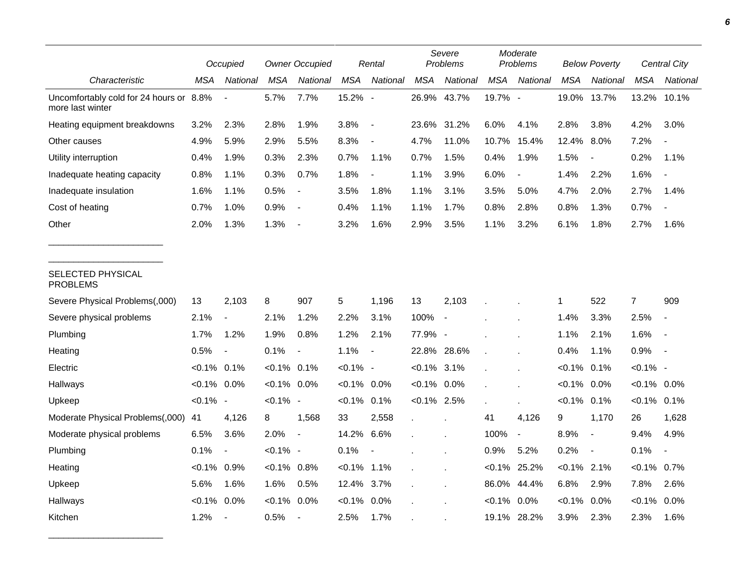| | Occupied | | Owner Occupied | | Rental | | Severe Problems | | Moderate Problems | | Below Poverty | | Central City | |
|---|---|---|---|---|---|---|---|---|---|---|---|---|---|---|
| *Characteristic* | *MSA* | *National* | *MSA* | *National* | *MSA* | *National* | *MSA* | *National* | *MSA* | *National* | *MSA* | *National* | *MSA* | *National* |
| Uncomfortably cold for 24 hours or more last winter | 8.8% | - | 5.7% | 7.7% | 15.2% | - | 26.9% | 43.7% | 19.7% | - | 19.0% | 13.7% | 13.2% | 10.1% |
| Heating equipment breakdowns | 3.2% | 2.3% | 2.8% | 1.9% | 3.8% | - | 23.6% | 31.2% | 6.0% | 4.1% | 2.8% | 3.8% | 4.2% | 3.0% |
| Other causes | 4.9% | 5.9% | 2.9% | 5.5% | 8.3% | - | 4.7% | 11.0% | 10.7% | 15.4% | 12.4% | 8.0% | 7.2% | - |
| Utility interruption | 0.4% | 1.9% | 0.3% | 2.3% | 0.7% | 1.1% | 0.7% | 1.5% | 0.4% | 1.9% | 1.5% | - | 0.2% | 1.1% |
| Inadequate heating capacity | 0.8% | 1.1% | 0.3% | 0.7% | 1.8% | - | 1.1% | 3.9% | 6.0% | - | 1.4% | 2.2% | 1.6% | - |
| Inadequate insulation | 1.6% | 1.1% | 0.5% | - | 3.5% | 1.8% | 1.1% | 3.1% | 3.5% | 5.0% | 4.7% | 2.0% | 2.7% | 1.4% |
| Cost of heating | 0.7% | 1.0% | 0.9% | - | 0.4% | 1.1% | 1.1% | 1.7% | 0.8% | 2.8% | 0.8% | 1.3% | 0.7% | - |
| Other | 2.0% | 1.3% | 1.3% | - | 3.2% | 1.6% | 2.9% | 3.5% | 1.1% | 3.2% | 6.1% | 1.8% | 2.7% | 1.6% |
| SELECTED PHYSICAL PROBLEMS | | | | | | | | | | | | | | |
| Severe Physical Problems(,000) | 13 | 2,103 | 8 | 907 | 5 | 1,196 | 13 | 2,103 | . | . | 1 | 522 | 7 | 909 |
| Severe physical problems | 2.1% | - | 2.1% | 1.2% | 2.2% | 3.1% | 100% | - | . | . | 1.4% | 3.3% | 2.5% | - |
| Plumbing | 1.7% | 1.2% | 1.9% | 0.8% | 1.2% | 2.1% | 77.9% | - | . | . | 1.1% | 2.1% | 1.6% | - |
| Heating | 0.5% | - | 0.1% | - | 1.1% | - | 22.8% | 28.6% | . | . | 0.4% | 1.1% | 0.9% | - |
| Electric | <0.1% | 0.1% | <0.1% | 0.1% | <0.1% | - | <0.1% | 3.1% | . | . | <0.1% | 0.1% | <0.1% | - |
| Hallways | <0.1% | 0.0% | <0.1% | 0.0% | <0.1% | 0.0% | <0.1% | 0.0% | . | . | <0.1% | 0.0% | <0.1% | 0.0% |
| Upkeep | <0.1% | - | <0.1% | - | <0.1% | 0.1% | <0.1% | 2.5% | . | . | <0.1% | 0.1% | <0.1% | 0.1% |
| Moderate Physical Problems(,000) | 41 | 4,126 | 8 | 1,568 | 33 | 2,558 | . | . | 41 | 4,126 | 9 | 1,170 | 26 | 1,628 |
| Moderate physical problems | 6.5% | 3.6% | 2.0% | - | 14.2% | 6.6% | . | . | 100% | - | 8.9% | - | 9.4% | 4.9% |
| Plumbing | 0.1% | - | <0.1% | - | 0.1% | - | . | . | 0.9% | 5.2% | 0.2% | - | 0.1% | - |
| Heating | <0.1% | 0.9% | <0.1% | 0.8% | <0.1% | 1.1% | . | . | <0.1% | 25.2% | <0.1% | 2.1% | <0.1% | 0.7% |
| Upkeep | 5.6% | 1.6% | 1.6% | 0.5% | 12.4% | 3.7% | . | . | 86.0% | 44.4% | 6.8% | 2.9% | 7.8% | 2.6% |
| Hallways | <0.1% | 0.0% | <0.1% | 0.0% | <0.1% | 0.0% | . | . | <0.1% | 0.0% | <0.1% | 0.0% | <0.1% | 0.0% |
| Kitchen | 1.2% | - | 0.5% | - | 2.5% | 1.7% | . | . | 19.1% | 28.2% | 3.9% | 2.3% | 2.3% | 1.6% |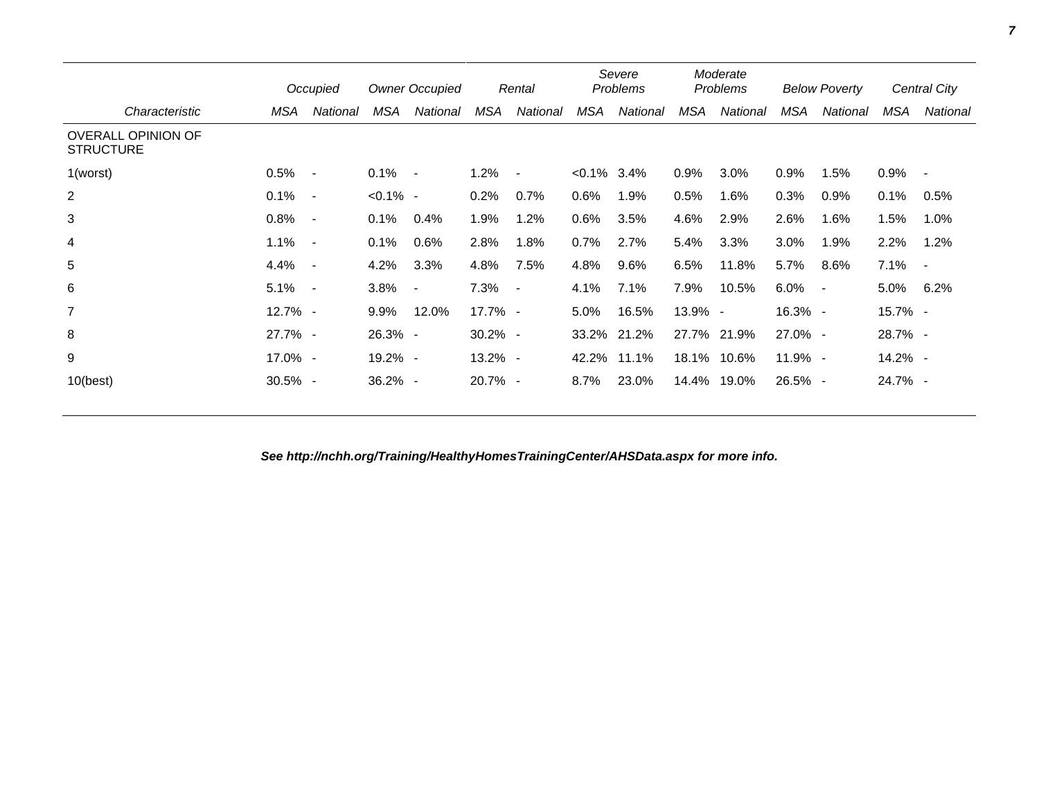| | Occupied | | Owner Occupied | | Rental | | Severe Problems | | Moderate Problems | | Below Poverty | | Central City | |
|---|---|---|---|---|---|---|---|---|---|---|---|---|---|---|
| *Characteristic* | *MSA* | *National* | *MSA* | *National* | *MSA* | *National* | *MSA* | *National* | *MSA* | *National* | *MSA* | *National* | *MSA* | *National* |
| OVERALL OPINION OF STRUCTURE | | | | | | | | | | | | | | |
| 1(worst) | 0.5% | - | 0.1% | - | 1.2% | - | <0.1% | 3.4% | 0.9% | 3.0% | 0.9% | 1.5% | 0.9% | - |
| 2 | 0.1% | - | <0.1% | - | 0.2% | 0.7% | 0.6% | 1.9% | 0.5% | 1.6% | 0.3% | 0.9% | 0.1% | 0.5% |
| 3 | 0.8% | - | 0.1% | 0.4% | 1.9% | 1.2% | 0.6% | 3.5% | 4.6% | 2.9% | 2.6% | 1.6% | 1.5% | 1.0% |
| 4 | 1.1% | - | 0.1% | 0.6% | 2.8% | 1.8% | 0.7% | 2.7% | 5.4% | 3.3% | 3.0% | 1.9% | 2.2% | 1.2% |
| 5 | 4.4% | - | 4.2% | 3.3% | 4.8% | 7.5% | 4.8% | 9.6% | 6.5% | 11.8% | 5.7% | 8.6% | 7.1% | - |
| 6 | 5.1% | - | 3.8% | - | 7.3% | - | 4.1% | 7.1% | 7.9% | 10.5% | 6.0% | - | 5.0% | 6.2% |
| 7 | 12.7% | - | 9.9% | 12.0% | 17.7% | - | 5.0% | 16.5% | 13.9% | - | 16.3% | - | 15.7% | - |
| 8 | 27.7% | - | 26.3% | - | 30.2% | - | 33.2% | 21.2% | 27.7% | 21.9% | 27.0% | - | 28.7% | - |
| 9 | 17.0% | - | 19.2% | - | 13.2% | - | 42.2% | 11.1% | 18.1% | 10.6% | 11.9% | - | 14.2% | - |
| 10(best) | 30.5% | - | 36.2% | - | 20.7% | - | 8.7% | 23.0% | 14.4% | 19.0% | 26.5% | - | 24.7% | - |

***See http://nchh.org/Training/HealthyHomesTrainingCenter/AHSData.aspx for more info.***